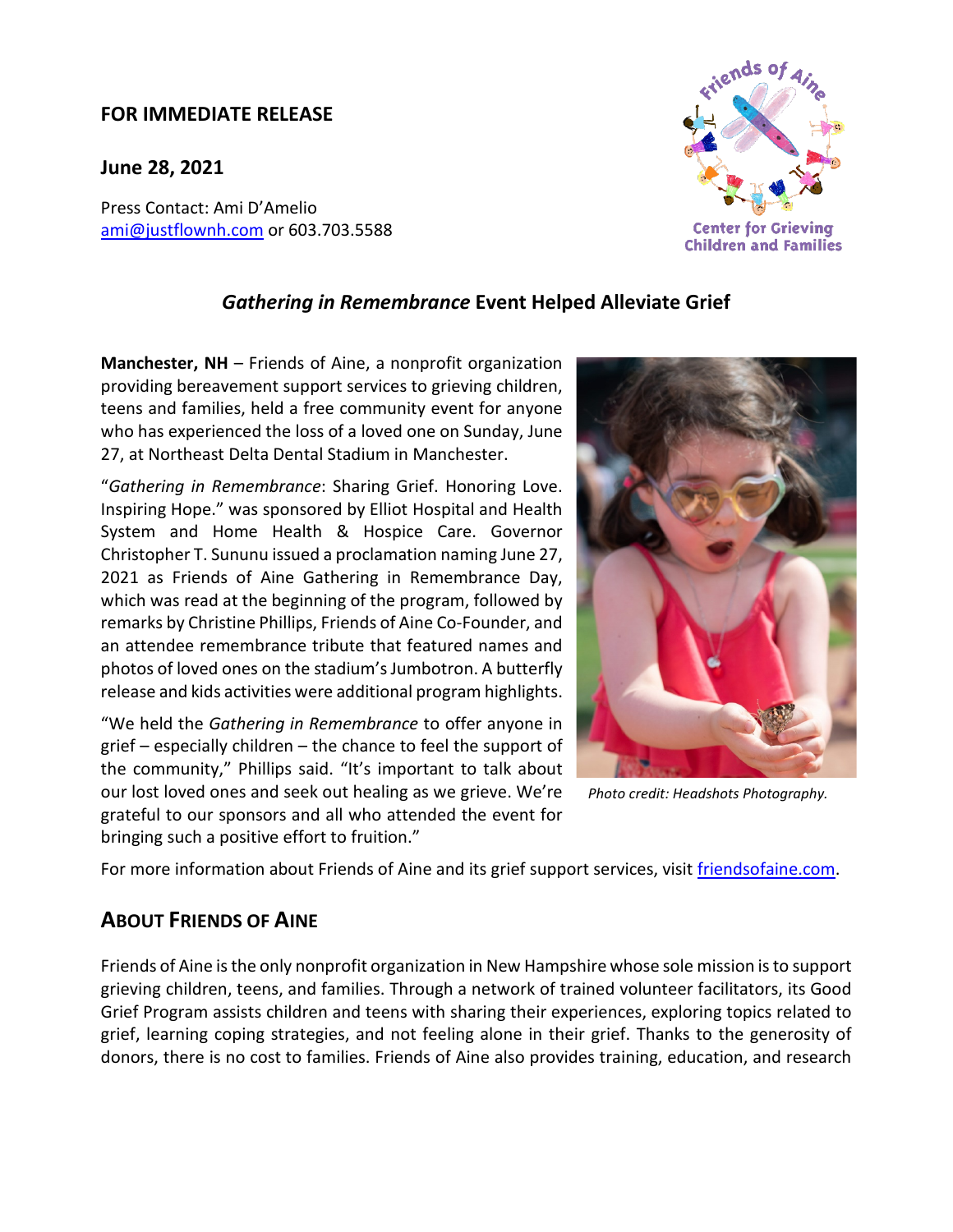**FOR IMMEDIATE RELEASE**

**June 28, 2021**

Press Contact: Ami D'Amelio
ami@justflownh.com or 603.703.5588

Friends of Aine
Center for Grieving Children and Families

## *Gathering in Remembrance* Event Helped Alleviate Grief

**Manchester, NH** – Friends of Aine, a nonprofit organization providing bereavement support services to grieving children, teens and families, held a free community event for anyone who has experienced the loss of a loved one on Sunday, June 27, at Northeast Delta Dental Stadium in Manchester.

"*Gathering in Remembrance*: Sharing Grief. Honoring Love. Inspiring Hope." was sponsored by Elliot Hospital and Health System and Home Health & Hospice Care. Governor Christopher T. Sununu issued a proclamation naming June 27, 2021 as Friends of Aine Gathering in Remembrance Day, which was read at the beginning of the program, followed by remarks by Christine Phillips, Friends of Aine Co-Founder, and an attendee remembrance tribute that featured names and photos of loved ones on the stadium's Jumbotron. A butterfly release and kids activities were additional program highlights.

"We held the *Gathering in Remembrance* to offer anyone in grief – especially children – the chance to feel the support of the community," Phillips said. "It's important to talk about our lost loved ones and seek out healing as we grieve. We're grateful to our sponsors and all who attended the event for bringing such a positive effort to fruition."

*Photo credit: Headshots Photography.*

For more information about Friends of Aine and its grief support services, visit friendsofaine.com.

## ABOUT FRIENDS OF AINE

Friends of Aine is the only nonprofit organization in New Hampshire whose sole mission is to support grieving children, teens, and families. Through a network of trained volunteer facilitators, its Good Grief Program assists children and teens with sharing their experiences, exploring topics related to grief, learning coping strategies, and not feeling alone in their grief. Thanks to the generosity of donors, there is no cost to families. Friends of Aine also provides training, education, and research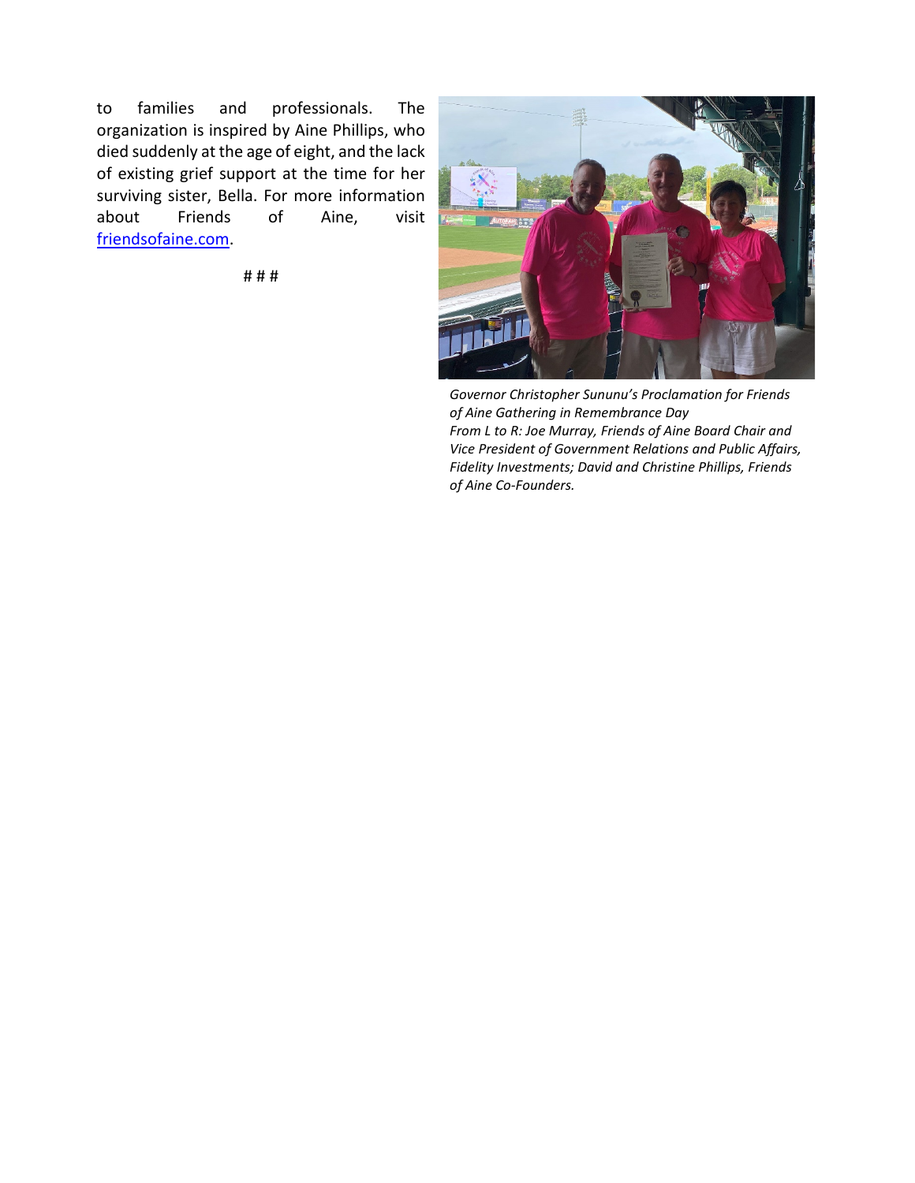to families and professionals. The organization is inspired by Aine Phillips, who died suddenly at the age of eight, and the lack of existing grief support at the time for her surviving sister, Bella. For more information about Friends of Aine, visit [friendsofaine.com](friendsofaine.com).

# # #

*Governor Christopher Sununu's Proclamation for Friends of Aine Gathering in Remembrance Day*
*From L to R: Joe Murray, Friends of Aine Board Chair and Vice President of Government Relations and Public Affairs, Fidelity Investments; David and Christine Phillips, Friends of Aine Co-Founders.*